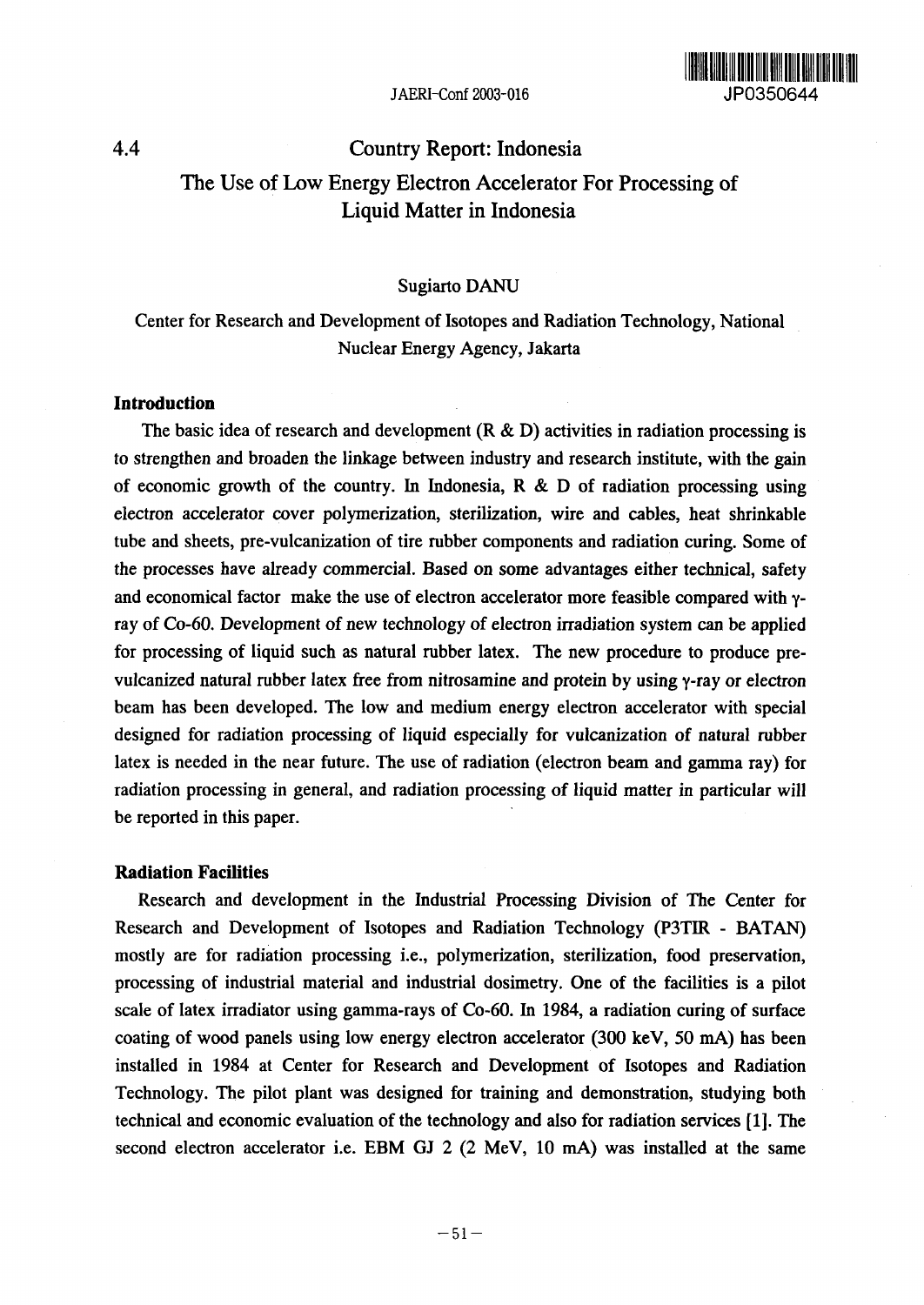## 4.4 Country Report: Indonesia

# The Use of Low Energy Electron Accelerator For Processing of Liquid Matter in Indonesia

Sugiarto DANU

Center for Research and Development of Isotopes and Radiation Technology, National Nuclear Energy Agency, Jakarta

### Introduction

The basic idea of research and development (R & D) activities in radiation processing is to strengthen and broaden the linkage between industry and research institute, with the gain of economic growth of the country. In Indonesia, R & D of radiation processing using electron accelerator cover polymerization, sterilization, wire and cables, heat shrinkable tube and sheets, pre-vulcanization of tire rubber components and radiation curing. Some of the processes have already commercial. Based on some advantages either technical, safety and economical factor make the use of electron accelerator more feasible compared with $\gamma$-ray of Co-60. Development of new technology of electron irradiation system can be applied for processing of liquid such as natural rubber latex. The new procedure to produce pre-vulcanized natural rubber latex free from nitrosamine and protein by using $\gamma$-ray or electron beam has been developed. The low and medium energy electron accelerator with special designed for radiation processing of liquid especially for vulcanization of natural rubber latex is needed in the near future. The use of radiation (electron beam and gamma ray) for radiation processing in general, and radiation processing of liquid matter in particular will be reported in this paper.

### Radiation Facilities

Research and development in the Industrial Processing Division of The Center for Research and Development of Isotopes and Radiation Technology (P3TIR - BATAN) mostly are for radiation processing i.e., polymerization, sterilization, food preservation, processing of industrial material and industrial dosimetry. One of the facilities is a pilot scale of latex irradiator using gamma-rays of Co-60. In 1984, a radiation curing of surface coating of wood panels using low energy electron accelerator (300 keV, 50 mA) has been installed in 1984 at Center for Research and Development of Isotopes and Radiation Technology. The pilot plant was designed for training and demonstration, studying both technical and economic evaluation of the technology and also for radiation services [1]. The second electron accelerator i.e. EBM GJ 2 (2 MeV, 10 mA) was installed at the same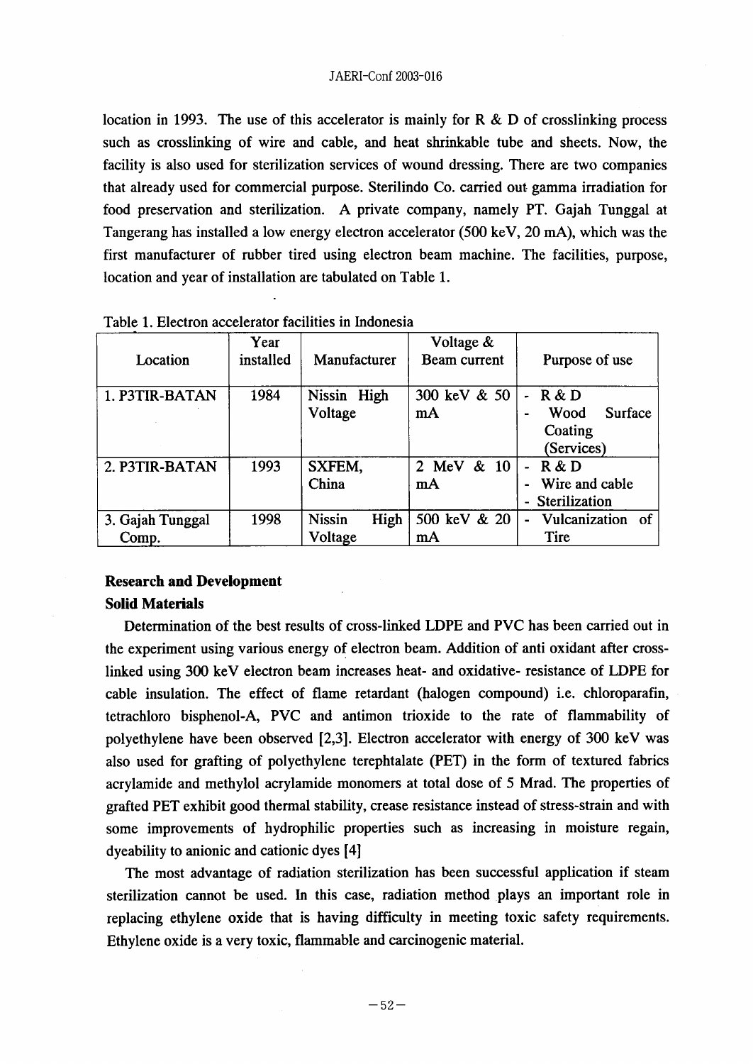location in 1993. The use of this accelerator is mainly for R & D of crosslinking process such as crosslinking of wire and cable, and heat shrinkable tube and sheets. Now, the facility is also used for sterilization services of wound dressing. There are two companies that already used for commercial purpose. Sterilindo Co. carried out gamma irradiation for food preservation and sterilization. A private company, namely PT. Gajah Tunggal at Tangerang has installed a low energy electron accelerator (500 keV, 20 mA), which was the first manufacturer of rubber tired using electron beam machine. The facilities, purpose, location and year of installation are tabulated on Table 1.

Table 1. Electron accelerator facilities in Indonesia

| Location | Year installed | Manufacturer | Voltage & Beam current | Purpose of use |
|---|---|---|---|---|
| 1. P3TIR-BATAN | 1984 | Nissin High Voltage | 300 keV & 50 mA | - R & D<br>- Wood Surface Coating (Services) |
| 2. P3TIR-BATAN | 1993 | SXFEM, China | 2 MeV & 10 mA | - R & D<br>- Wire and cable<br>- Sterilization |
| 3. Gajah Tunggal Comp. | 1998 | Nissin High Voltage | 500 keV & 20 mA | - Vulcanization of Tire |

## Research and Development

### Solid Materials

Determination of the best results of cross-linked LDPE and PVC has been carried out in the experiment using various energy of electron beam. Addition of anti oxidant after cross-linked using 300 keV electron beam increases heat- and oxidative- resistance of LDPE for cable insulation. The effect of flame retardant (halogen compound) i.e. chloroparafin, tetrachloro bisphenol-A, PVC and antimon trioxide to the rate of flammability of polyethylene have been observed [2,3]. Electron accelerator with energy of 300 keV was also used for grafting of polyethylene terephtalate (PET) in the form of textured fabrics acrylamide and methylol acrylamide monomers at total dose of 5 Mrad. The properties of grafted PET exhibit good thermal stability, crease resistance instead of stress-strain and with some improvements of hydrophilic properties such as increasing in moisture regain, dyeability to anionic and cationic dyes [4]

The most advantage of radiation sterilization has been successful application if steam sterilization cannot be used. In this case, radiation method plays an important role in replacing ethylene oxide that is having difficulty in meeting toxic safety requirements. Ethylene oxide is a very toxic, flammable and carcinogenic material.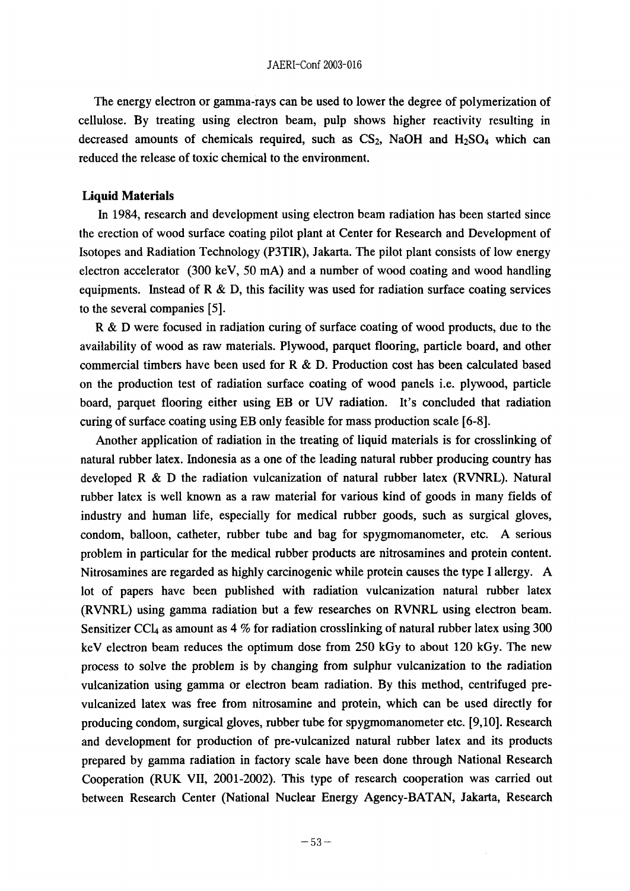The energy electron or gamma-rays can be used to lower the degree of polymerization of cellulose. By treating using electron beam, pulp shows higher reactivity resulting in decreased amounts of chemicals required, such as $CS_2$, NaOH and $H_2SO_4$ which can reduced the release of toxic chemical to the environment.

### Liquid Materials

In 1984, research and development using electron beam radiation has been started since the erection of wood surface coating pilot plant at Center for Research and Development of Isotopes and Radiation Technology (P3TIR), Jakarta. The pilot plant consists of low energy electron accelerator (300 keV, 50 mA) and a number of wood coating and wood handling equipments. Instead of R & D, this facility was used for radiation surface coating services to the several companies [5].

R & D were focused in radiation curing of surface coating of wood products, due to the availability of wood as raw materials. Plywood, parquet flooring, particle board, and other commercial timbers have been used for R & D. Production cost has been calculated based on the production test of radiation surface coating of wood panels i.e. plywood, particle board, parquet flooring either using EB or UV radiation. It's concluded that radiation curing of surface coating using EB only feasible for mass production scale [6-8].

Another application of radiation in the treating of liquid materials is for crosslinking of natural rubber latex. Indonesia as a one of the leading natural rubber producing country has developed R & D the radiation vulcanization of natural rubber latex (RVNRL). Natural rubber latex is well known as a raw material for various kind of goods in many fields of industry and human life, especially for medical rubber goods, such as surgical gloves, condom, balloon, catheter, rubber tube and bag for spygmomanometer, etc. A serious problem in particular for the medical rubber products are nitrosamines and protein content. Nitrosamines are regarded as highly carcinogenic while protein causes the type I allergy. A lot of papers have been published with radiation vulcanization natural rubber latex (RVNRL) using gamma radiation but a few researches on RVNRL using electron beam. Sensitizer $CCl_4$ as amount as 4 % for radiation crosslinking of natural rubber latex using 300 keV electron beam reduces the optimum dose from 250 kGy to about 120 kGy. The new process to solve the problem is by changing from sulphur vulcanization to the radiation vulcanization using gamma or electron beam radiation. By this method, centrifuged pre-vulcanized latex was free from nitrosamine and protein, which can be used directly for producing condom, surgical gloves, rubber tube for spygmomanometer etc. [9,10]. Research and development for production of pre-vulcanized natural rubber latex and its products prepared by gamma radiation in factory scale have been done through National Research Cooperation (RUK VII, 2001-2002). This type of research cooperation was carried out between Research Center (National Nuclear Energy Agency-BATAN, Jakarta, Research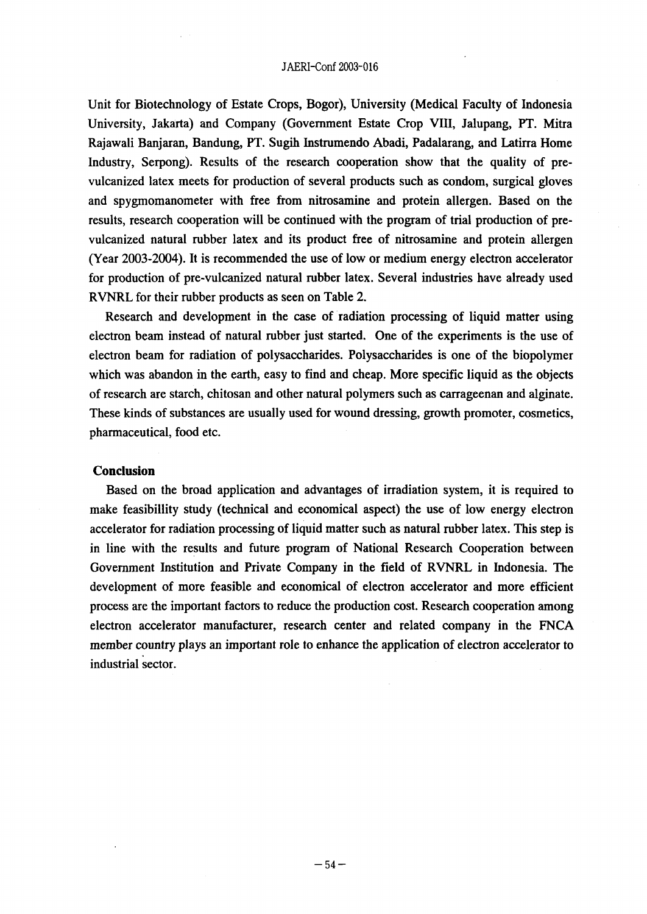Unit for Biotechnology of Estate Crops, Bogor), University (Medical Faculty of Indonesia University, Jakarta) and Company (Government Estate Crop VIII, Jalupang, PT. Mitra Rajawali Banjaran, Bandung, PT. Sugih Instrumendo Abadi, Padalarang, and Latirra Home Industry, Serpong). Results of the research cooperation show that the quality of pre-vulcanized latex meets for production of several products such as condom, surgical gloves and spygmomanometer with free from nitrosamine and protein allergen. Based on the results, research cooperation will be continued with the program of trial production of pre-vulcanized natural rubber latex and its product free of nitrosamine and protein allergen (Year 2003-2004). It is recommended the use of low or medium energy electron accelerator for production of pre-vulcanized natural rubber latex. Several industries have already used RVNRL for their rubber products as seen on Table 2.

Research and development in the case of radiation processing of liquid matter using electron beam instead of natural rubber just started. One of the experiments is the use of electron beam for radiation of polysaccharides. Polysaccharides is one of the biopolymer which was abandon in the earth, easy to find and cheap. More specific liquid as the objects of research are starch, chitosan and other natural polymers such as carrageenan and alginate. These kinds of substances are usually used for wound dressing, growth promoter, cosmetics, pharmaceutical, food etc.

## Conclusion

Based on the broad application and advantages of irradiation system, it is required to make feasibillity study (technical and economical aspect) the use of low energy electron accelerator for radiation processing of liquid matter such as natural rubber latex. This step is in line with the results and future program of National Research Cooperation between Government Institution and Private Company in the field of RVNRL in Indonesia. The development of more feasible and economical of electron accelerator and more efficient process are the important factors to reduce the production cost. Research cooperation among electron accelerator manufacturer, research center and related company in the FNCA member country plays an important role to enhance the application of electron accelerator to industrial sector.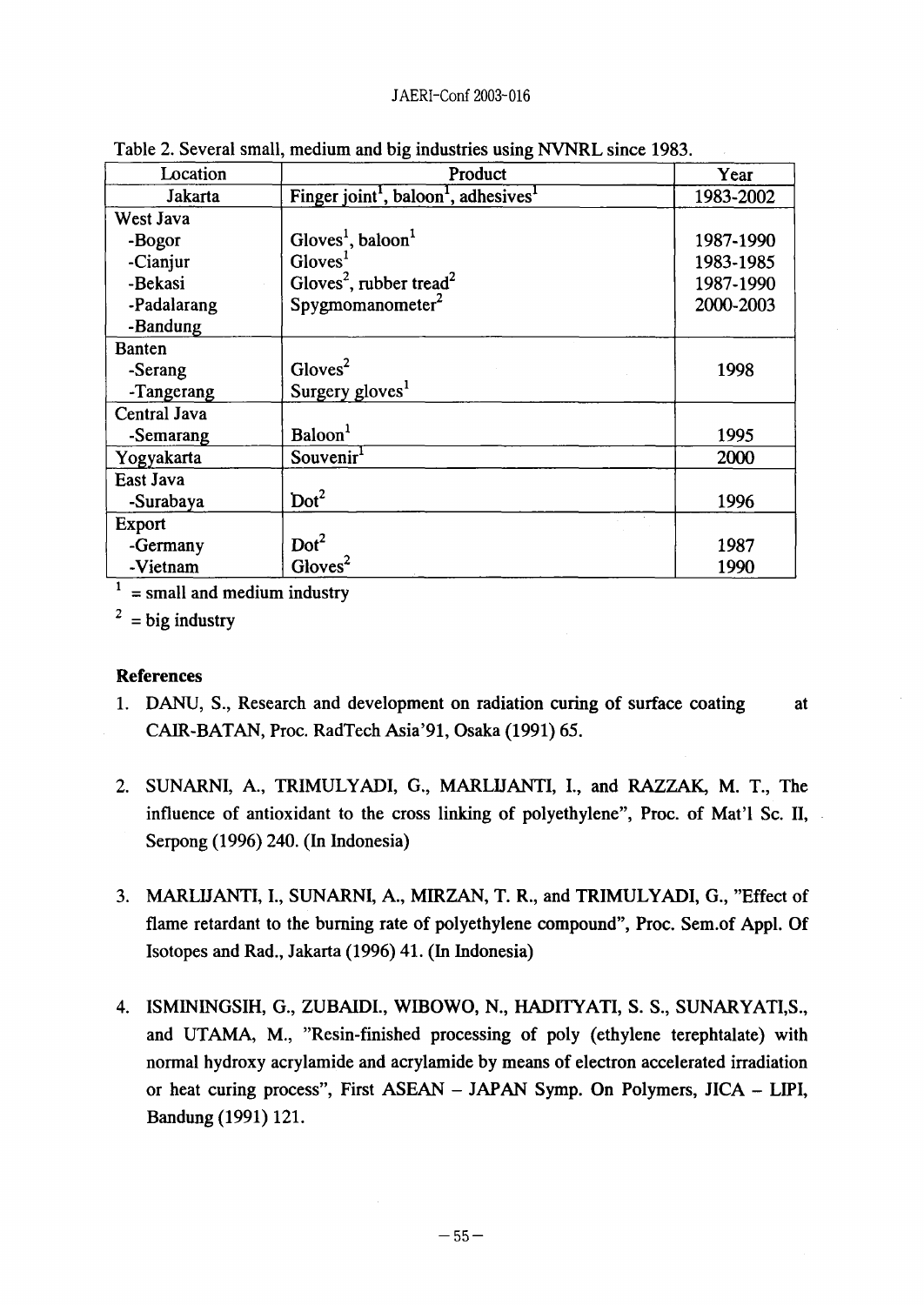Table 2. Several small, medium and big industries using NVNRL since 1983.

| Location | Product | Year |
|---|---|---|
| Jakarta | Finger joint[1], baloon[1], adhesives[1] | 1983-2002 |
| West Java | | |
| -Bogor | Gloves[1], baloon[1] | 1987-1990 |
| -Cianjur | Gloves[1] | 1983-1985 |
| -Bekasi | Gloves[2], rubber tread[2] | 1987-1990 |
| -Padalarang | Spygmomanometer[2] | 2000-2003 |
| -Bandung | | |
| Banten | | |
| -Serang | Gloves[2] | 1998 |
| -Tangerang | Surgery gloves[1] | |
| Central Java | | |
| -Semarang | Baloon[1] | 1995 |
| Yogyakarta | Souvenir[1] | 2000 |
| East Java | | |
| -Surabaya | Dot[2] | 1996 |
| Export | | |
| -Germany | Dot[2] | 1987 |
| -Vietnam | Gloves[2] | 1990 |

[1] = small and medium industry

[2] = big industry

**References**

1. DANU, S., Research and development on radiation curing of surface coating at CAIR-BATAN, Proc. RadTech Asia'91, Osaka (1991) 65.

2. SUNARNI, A., TRIMULYADI, G., MARLIJANTI, I., and RAZZAK, M. T., The influence of antioxidant to the cross linking of polyethylene", Proc. of Mat'l Sc. II, Serpong (1996) 240. (In Indonesia)

3. MARLIJANTI, I., SUNARNI, A., MIRZAN, T. R., and TRIMULYADI, G., "Effect of flame retardant to the burning rate of polyethylene compound", Proc. Sem.of Appl. Of Isotopes and Rad., Jakarta (1996) 41. (In Indonesia)

4. ISMININGSIH, G., ZUBAIDI., WIBOWO, N., HADITYATI, S. S., SUNARYATI,S., and UTAMA, M., "Resin-finished processing of poly (ethylene terephtalate) with normal hydroxy acrylamide and acrylamide by means of electron accelerated irradiation or heat curing process", First ASEAN – JAPAN Symp. On Polymers, JICA – LIPI, Bandung (1991) 121.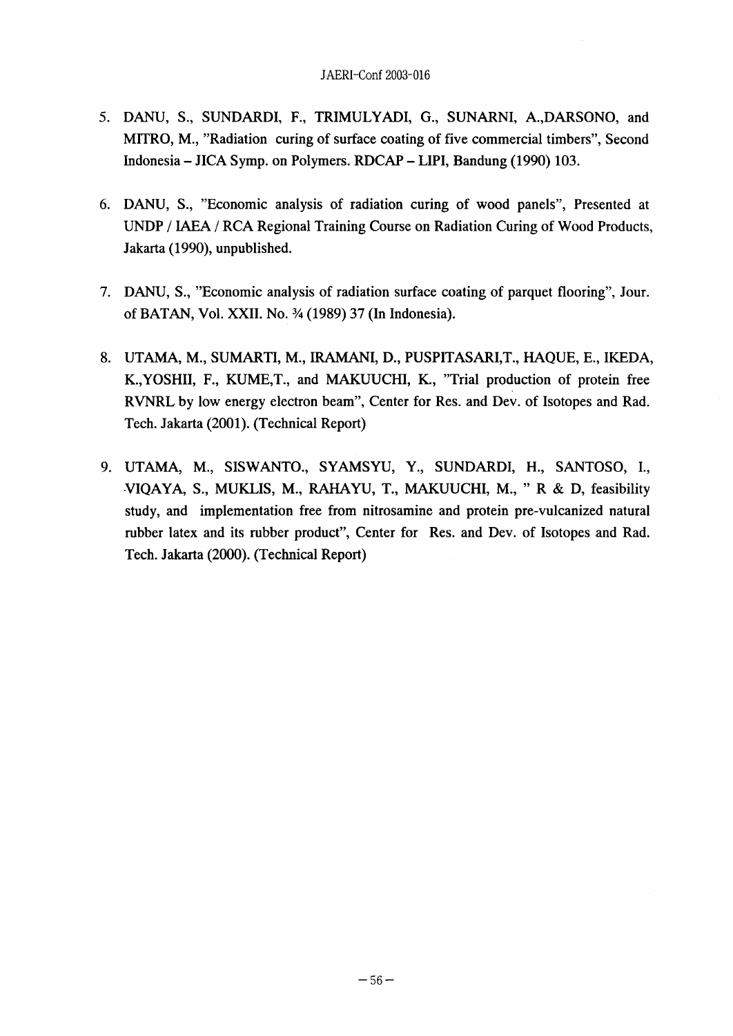5. DANU, S., SUNDARDI, F., TRIMULYADI, G., SUNARNI, A.,DARSONO, and MITRO, M., "Radiation curing of surface coating of five commercial timbers", Second Indonesia – JICA Symp. on Polymers. RDCAP – LIPI, Bandung (1990) 103.

6. DANU, S., "Economic analysis of radiation curing of wood panels", Presented at UNDP / IAEA / RCA Regional Training Course on Radiation Curing of Wood Products, Jakarta (1990), unpublished.

7. DANU, S., "Economic analysis of radiation surface coating of parquet flooring", Jour. of BATAN, Vol. XXII. No. ¾ (1989) 37 (In Indonesia).

8. UTAMA, M., SUMARTI, M., IRAMANI, D., PUSPITASARI,T., HAQUE, E., IKEDA, K.,YOSHII, F., KUME,T., and MAKUUCHI, K., "Trial production of protein free RVNRL by low energy electron beam", Center for Res. and Dev. of Isotopes and Rad. Tech. Jakarta (2001). (Technical Report)

9. UTAMA, M., SISWANTO., SYAMSYU, Y., SUNDARDI, H., SANTOSO, I., VIQAYA, S., MUKLIS, M., RAHAYU, T., MAKUUCHI, M., " R & D, feasibility study, and implementation free from nitrosamine and protein pre-vulcanized natural rubber latex and its rubber product", Center for Res. and Dev. of Isotopes and Rad. Tech. Jakarta (2000). (Technical Report)